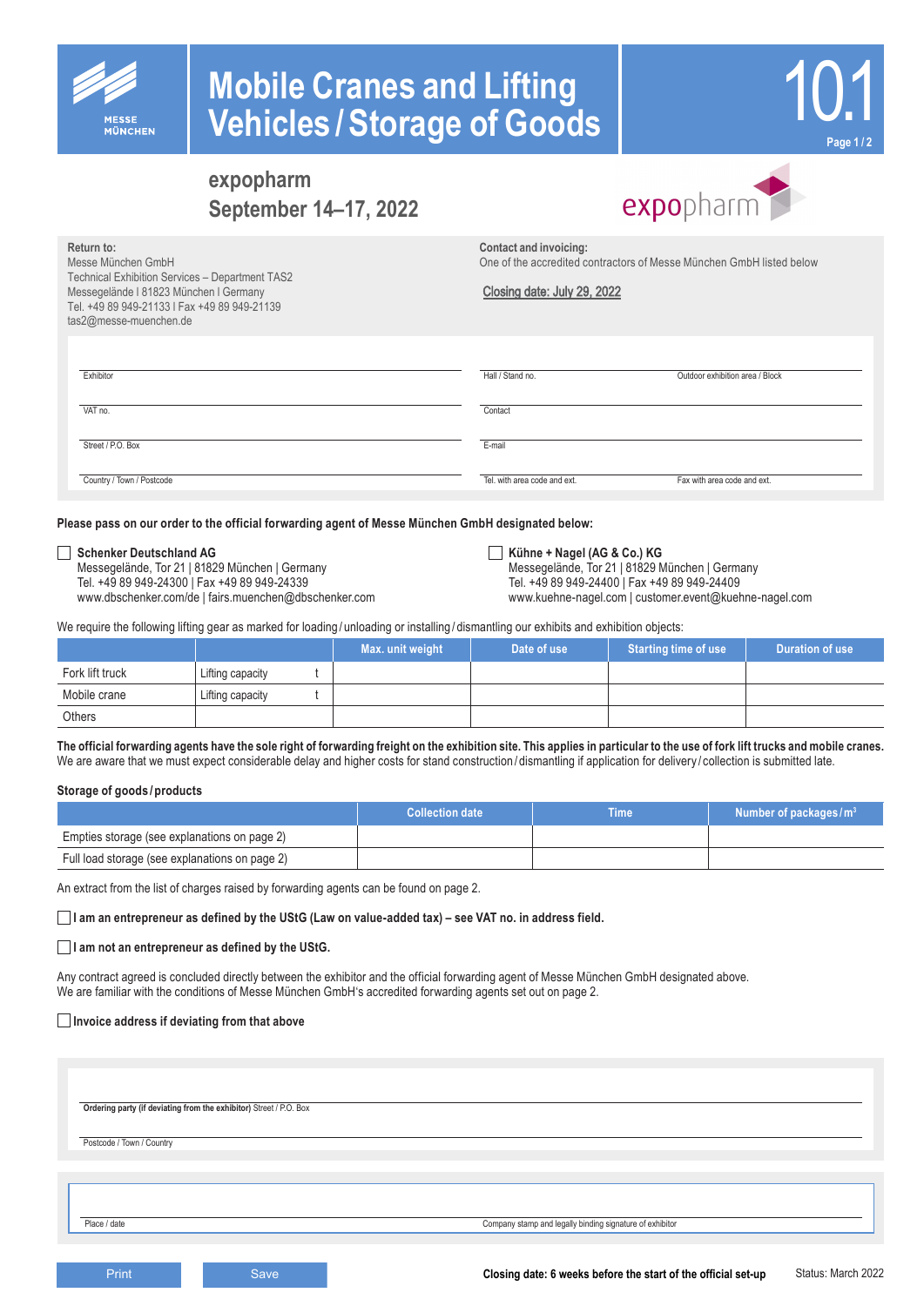MESSE MÜNCHEN

# Mobile Cranes and Lifting Vehicles / Storage of Goods

10.1

## expopharm
## September 14–17, 2022

expopharm

**Return to:**
Messe München GmbH
Technical Exhibition Services – Department TAS2
Messegelände I 81823 München I Germany
Tel. +49 89 949-21133 I Fax +49 89 949-21139
tas2@messe-muenchen.de

**Contact and invoicing:**
One of the accredited contractors of Messe München GmbH listed below

**Closing date: July 29, 2022**

Exhibitor

VAT no.

Street / P.O. Box

Country / Town / Postcode

Hall / Stand no. | Outdoor exhibition area / Block

Contact

E-mail

Tel. with area code and ext. | Fax with area code and ext.

**Please pass on our order to the official forwarding agent of Messe München GmbH designated below:**

☐ **Schenker Deutschland AG**
Messegelände, Tor 21 | 81829 München | Germany
Tel. +49 89 949-24300 | Fax +49 89 949-24339
www.dbschenker.com/de | fairs.muenchen@dbschenker.com

☐ **Kühne + Nagel (AG & Co.) KG**
Messegelände, Tor 21 | 81829 München | Germany
Tel. +49 89 949-24400 | Fax +49 89 949-24409
www.kuehne-nagel.com | customer.event@kuehne-nagel.com

We require the following lifting gear as marked for loading / unloading or installing / dismantling our exhibits and exhibition objects:

| | | Max. unit weight | Date of use | Starting time of use | Duration of use |
|---|---|---|---|---|---|
| Fork lift truck | Lifting capacity t | | | | |
| Mobile crane | Lifting capacity t | | | | |
| Others | | | | | |

**The official forwarding agents have the sole right of forwarding freight on the exhibition site. This applies in particular to the use of fork lift trucks and mobile cranes.**
We are aware that we must expect considerable delay and higher costs for stand construction / dismantling if application for delivery / collection is submitted late.

### Storage of goods / products

| | Collection date | Time | Number of packages / $m^3$ |
|---|---|---|---|
| Empties storage (see explanations on page 2) | | | |
| Full load storage (see explanations on page 2) | | | |

An extract from the list of charges raised by forwarding agents can be found on page 2.

☐ **I am an entrepreneur as defined by the UStG (Law on value-added tax) – see VAT no. in address field.**

☐ **I am not an entrepreneur as defined by the UStG.**

Any contract agreed is concluded directly between the exhibitor and the official forwarding agent of Messe München GmbH designated above.
We are familiar with the conditions of Messe München GmbH's accredited forwarding agents set out on page 2.

☐ **Invoice address if deviating from that above**

**Ordering party (if deviating from the exhibitor)** Street / P.O. Box

Postcode / Town / Country

Place / date | Company stamp and legally binding signature of exhibitor

Print | Save

**Closing date: 6 weeks before the start of the official set-up**

Status: March 2022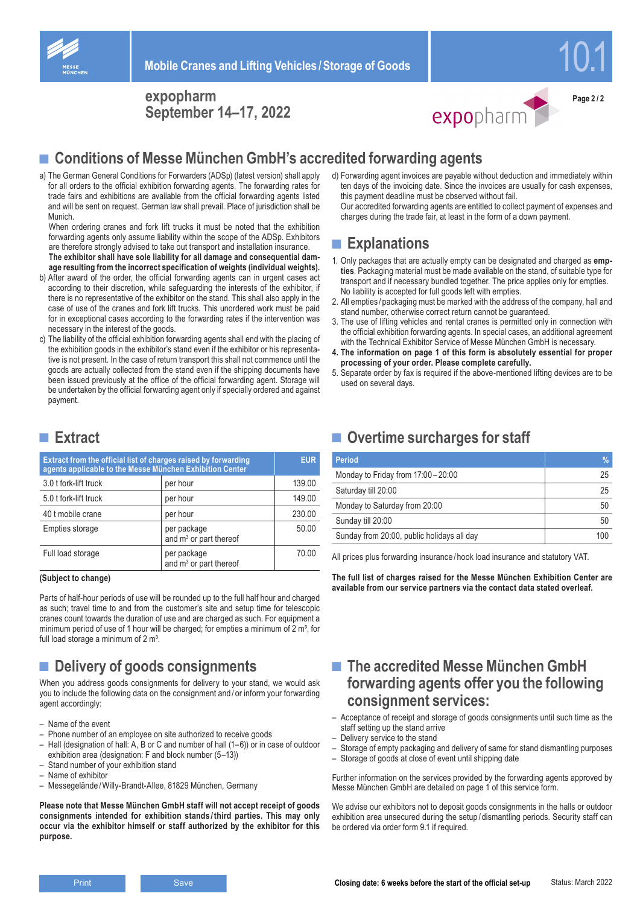# Mobile Cranes and Lifting Vehicles / Storage of Goods

**10.1**

**expopharm**
**September 14–17, 2022**

## Conditions of Messe München GmbH's accredited forwarding agents

a) The German General Conditions for Forwarders (ADSp) (latest version) shall apply for all orders to the official exhibition forwarding agents. The forwarding rates for trade fairs and exhibitions are available from the official forwarding agents listed and will be sent on request. German law shall prevail. Place of jurisdiction shall be Munich.
When ordering cranes and fork lift trucks it must be noted that the exhibition forwarding agents only assume liability within the scope of the ADSp. Exhibitors are therefore strongly advised to take out transport and installation insurance.
**The exhibitor shall have sole liability for all damage and consequential damage resulting from the incorrect specification of weights (individual weights).**

b) After award of the order, the official forwarding agents can in urgent cases act according to their discretion, while safeguarding the interests of the exhibitor, if there is no representative of the exhibitor on the stand. This shall also apply in the case of use of the cranes and fork lift trucks. This unordered work must be paid for in exceptional cases according to the forwarding rates if the intervention was necessary in the interest of the goods.

c) The liability of the official exhibition forwarding agents shall end with the placing of the exhibition goods in the exhibitor's stand even if the exhibitor or his representative is not present. In the case of return transport this shall not commence until the goods are actually collected from the stand even if the shipping documents have been issued previously at the office of the official forwarding agent. Storage will be undertaken by the official forwarding agent only if specially ordered and against payment.

d) Forwarding agent invoices are payable without deduction and immediately within ten days of the invoicing date. Since the invoices are usually for cash expenses, this payment deadline must be observed without fail.
Our accredited forwarding agents are entitled to collect payment of expenses and charges during the trade fair, at least in the form of a down payment.

## Explanations

1. Only packages that are actually empty can be designated and charged as **empties**. Packaging material must be made available on the stand, of suitable type for transport and if necessary bundled together. The price applies only for empties. No liability is accepted for full goods left with empties.
2. All empties / packaging must be marked with the address of the company, hall and stand number, otherwise correct return cannot be guaranteed.
3. The use of lifting vehicles and rental cranes is permitted only in connection with the official exhibition forwarding agents. In special cases, an additional agreement with the Technical Exhibitor Service of Messe München GmbH is necessary.
4. **The information on page 1 of this form is absolutely essential for proper processing of your order. Please complete carefully.**
5. Separate order by fax is required if the above-mentioned lifting devices are to be used on several days.

## Extract

| Extract from the official list of charges raised by forwarding agents applicable to the Messe München Exhibition Center | | EUR |
|---|---|---|
| 3.0 t fork-lift truck | per hour | 139.00 |
| 5.0 t fork-lift truck | per hour | 149.00 |
| 40 t mobile crane | per hour | 230.00 |
| Empties storage | per package and m³ or part thereof | 50.00 |
| Full load storage | per package and m³ or part thereof | 70.00 |

**(Subject to change)**

Parts of half-hour periods of use will be rounded up to the full half hour and charged as such; travel time to and from the customer's site and setup time for telescopic cranes count towards the duration of use and are charged as such. For equipment a minimum period of use of 1 hour will be charged; for empties a minimum of 2 m³, for full load storage a minimum of 2 m³.

## Overtime surcharges for staff

| Period | % |
|---|---|
| Monday to Friday from 17:00 – 20:00 | 25 |
| Saturday till 20:00 | 25 |
| Monday to Saturday from 20:00 | 50 |
| Sunday till 20:00 | 50 |
| Sunday from 20:00, public holidays all day | 100 |

All prices plus forwarding insurance / hook load insurance and statutory VAT.

**The full list of charges raised for the Messe München Exhibition Center are available from our service partners via the contact data stated overleaf.**

## Delivery of goods consignments

When you address goods consignments for delivery to your stand, we would ask you to include the following data on the consignment and / or inform your forwarding agent accordingly:

- Name of the event
- Phone number of an employee on site authorized to receive goods
- Hall (designation of hall: A, B or C and number of hall (1–6)) or in case of outdoor exhibition area (designation: F and block number (5–13))
- Stand number of your exhibition stand
- Name of exhibitor
- Messegelände / Willy-Brandt-Allee, 81829 München, Germany

**Please note that Messe München GmbH staff will not accept receipt of goods consignments intended for exhibition stands / third parties. This may only occur via the exhibitor himself or staff authorized by the exhibitor for this purpose.**

## The accredited Messe München GmbH forwarding agents offer you the following consignment services:

- Acceptance of receipt and storage of goods consignments until such time as the staff setting up the stand arrive
- Delivery service to the stand
- Storage of empty packaging and delivery of same for stand dismantling purposes
- Storage of goods at close of event until shipping date

Further information on the services provided by the forwarding agents approved by Messe München GmbH are detailed on page 1 of this service form.

We advise our exhibitors not to deposit goods consignments in the halls or outdoor exhibition area unsecured during the setup / dismantling periods. Security staff can be ordered via order form 9.1 if required.

Print　Save

**Closing date: 6 weeks before the start of the official set-up**　Status: March 2022